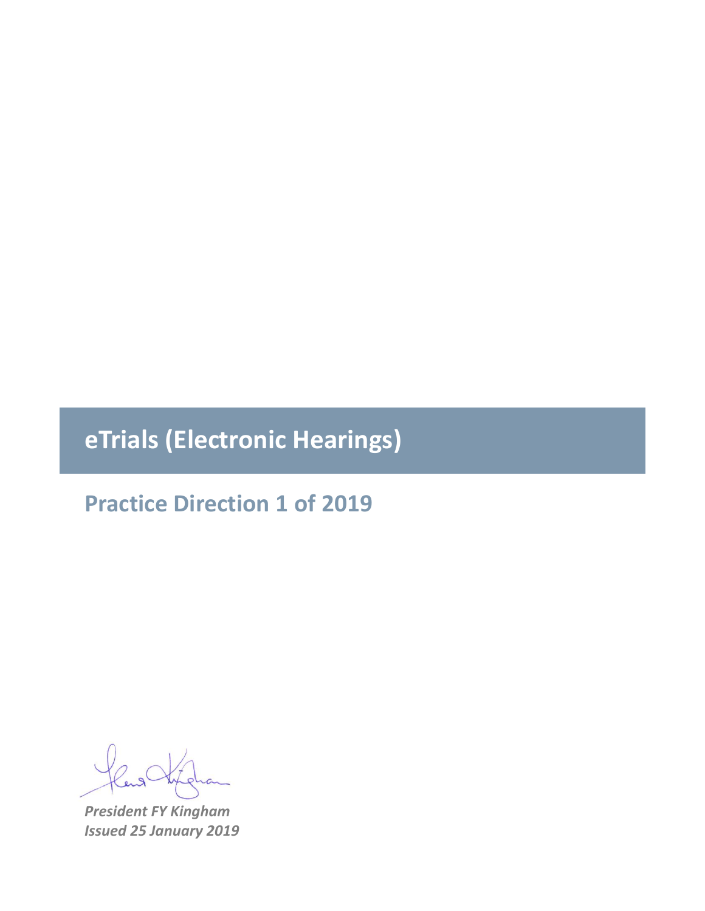# eTrials (Electronic Hearings)

## Practice Direction 1 of 2019

***President FY Kingham***
***Issued 25 January 2019***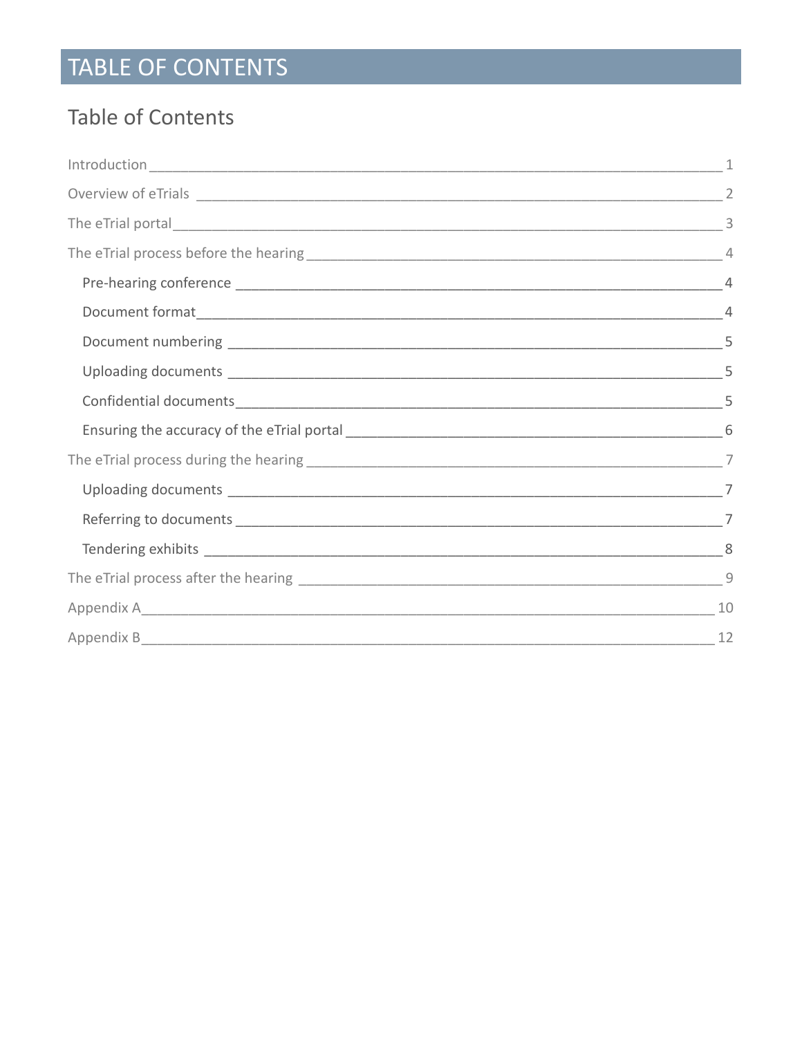# TABLE OF CONTENTS

## Table of Contents

- Introduction ____ 1
- Overview of eTrials ____ 2
- The eTrial portal ____ 3
- The eTrial process before the hearing ____ 4
  - Pre-hearing conference ____ 4
  - Document format ____ 4
  - Document numbering ____ 5
  - Uploading documents ____ 5
  - Confidential documents ____ 5
  - Ensuring the accuracy of the eTrial portal ____ 6
- The eTrial process during the hearing ____ 7
  - Uploading documents ____ 7
  - Referring to documents ____ 7
  - Tendering exhibits ____ 8
- The eTrial process after the hearing ____ 9
- Appendix A ____ 10
- Appendix B ____ 12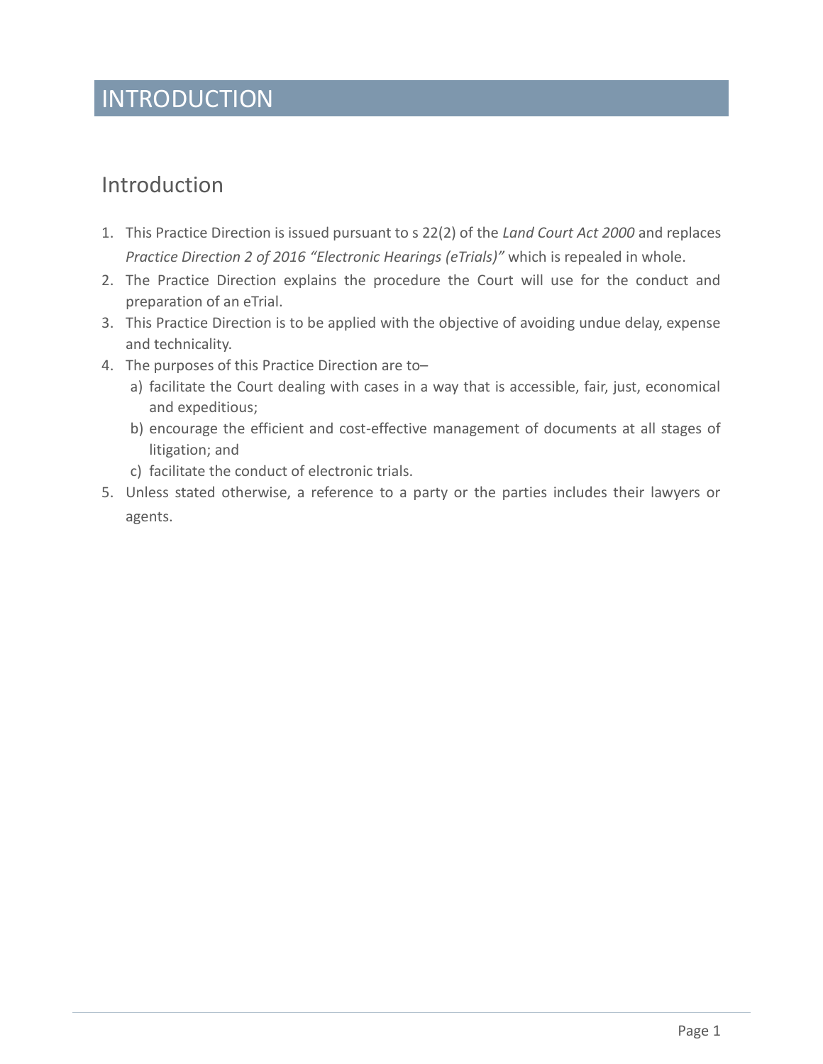# INTRODUCTION

## Introduction

1. This Practice Direction is issued pursuant to s 22(2) of the *Land Court Act 2000* and replaces *Practice Direction 2 of 2016 "Electronic Hearings (eTrials)"* which is repealed in whole.
2. The Practice Direction explains the procedure the Court will use for the conduct and preparation of an eTrial.
3. This Practice Direction is to be applied with the objective of avoiding undue delay, expense and technicality.
4. The purposes of this Practice Direction are to–
   a) facilitate the Court dealing with cases in a way that is accessible, fair, just, economical and expeditious;
   b) encourage the efficient and cost-effective management of documents at all stages of litigation; and
   c) facilitate the conduct of electronic trials.
5. Unless stated otherwise, a reference to a party or the parties includes their lawyers or agents.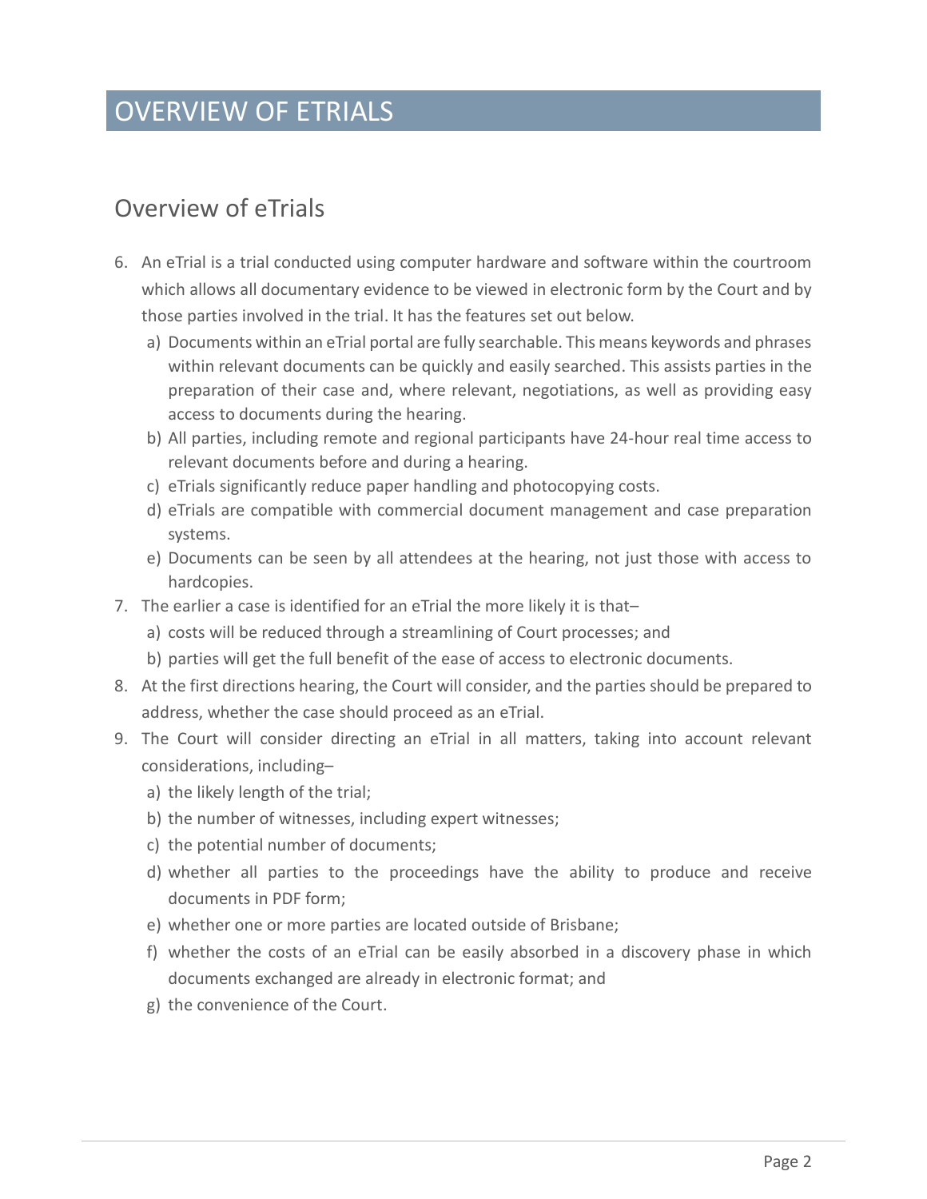# OVERVIEW OF ETRIALS

## Overview of eTrials

6. An eTrial is a trial conducted using computer hardware and software within the courtroom which allows all documentary evidence to be viewed in electronic form by the Court and by those parties involved in the trial. It has the features set out below.
   a) Documents within an eTrial portal are fully searchable. This means keywords and phrases within relevant documents can be quickly and easily searched. This assists parties in the preparation of their case and, where relevant, negotiations, as well as providing easy access to documents during the hearing.
   b) All parties, including remote and regional participants have 24-hour real time access to relevant documents before and during a hearing.
   c) eTrials significantly reduce paper handling and photocopying costs.
   d) eTrials are compatible with commercial document management and case preparation systems.
   e) Documents can be seen by all attendees at the hearing, not just those with access to hardcopies.
7. The earlier a case is identified for an eTrial the more likely it is that–
   a) costs will be reduced through a streamlining of Court processes; and
   b) parties will get the full benefit of the ease of access to electronic documents.
8. At the first directions hearing, the Court will consider, and the parties should be prepared to address, whether the case should proceed as an eTrial.
9. The Court will consider directing an eTrial in all matters, taking into account relevant considerations, including–
   a) the likely length of the trial;
   b) the number of witnesses, including expert witnesses;
   c) the potential number of documents;
   d) whether all parties to the proceedings have the ability to produce and receive documents in PDF form;
   e) whether one or more parties are located outside of Brisbane;
   f) whether the costs of an eTrial can be easily absorbed in a discovery phase in which documents exchanged are already in electronic format; and
   g) the convenience of the Court.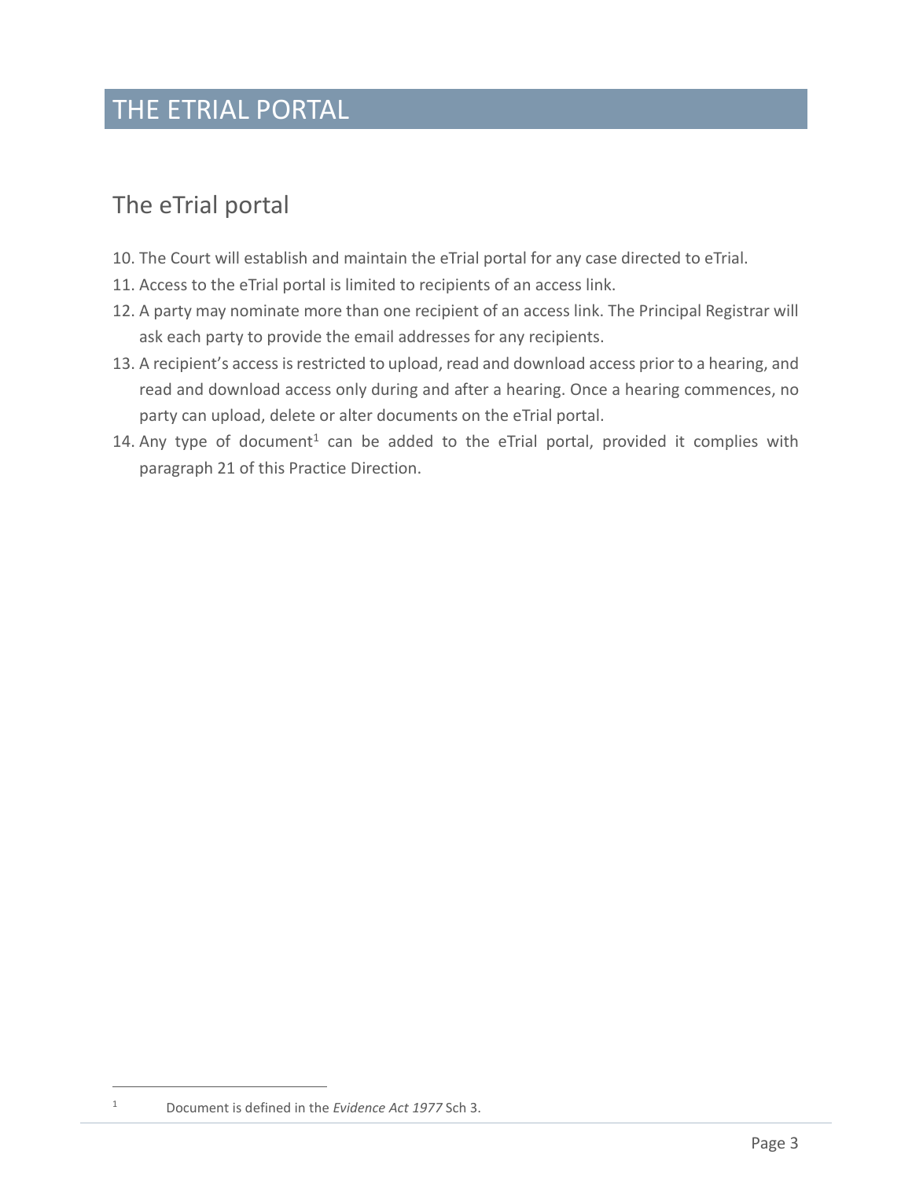# THE ETRIAL PORTAL

## The eTrial portal

10. The Court will establish and maintain the eTrial portal for any case directed to eTrial.
11. Access to the eTrial portal is limited to recipients of an access link.
12. A party may nominate more than one recipient of an access link. The Principal Registrar will ask each party to provide the email addresses for any recipients.
13. A recipient's access is restricted to upload, read and download access prior to a hearing, and read and download access only during and after a hearing. Once a hearing commences, no party can upload, delete or alter documents on the eTrial portal.
14. Any type of document[1] can be added to the eTrial portal, provided it complies with paragraph 21 of this Practice Direction.

[1] Document is defined in the *Evidence Act 1977* Sch 3.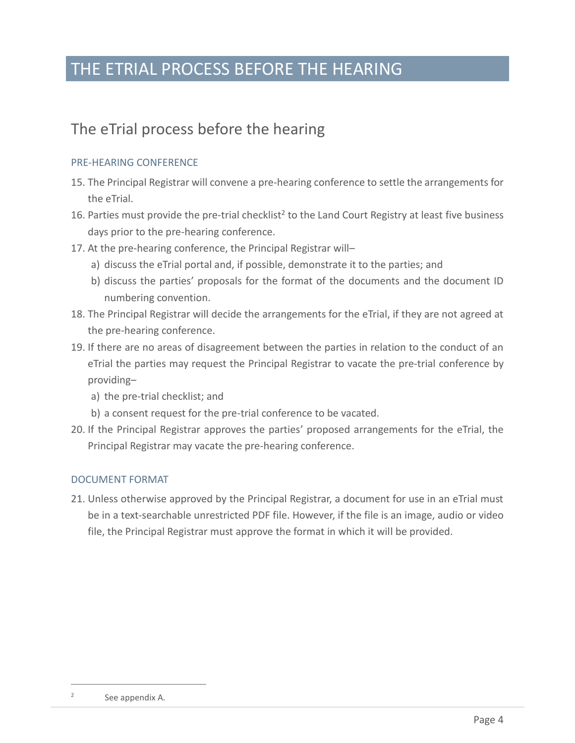# THE ETRIAL PROCESS BEFORE THE HEARING

## The eTrial process before the hearing

### PRE-HEARING CONFERENCE

15. The Principal Registrar will convene a pre-hearing conference to settle the arrangements for the eTrial.
16. Parties must provide the pre-trial checklist[2] to the Land Court Registry at least five business days prior to the pre-hearing conference.
17. At the pre-hearing conference, the Principal Registrar will–
    a) discuss the eTrial portal and, if possible, demonstrate it to the parties; and
    b) discuss the parties' proposals for the format of the documents and the document ID numbering convention.
18. The Principal Registrar will decide the arrangements for the eTrial, if they are not agreed at the pre-hearing conference.
19. If there are no areas of disagreement between the parties in relation to the conduct of an eTrial the parties may request the Principal Registrar to vacate the pre-trial conference by providing–
    a) the pre-trial checklist; and
    b) a consent request for the pre-trial conference to be vacated.
20. If the Principal Registrar approves the parties' proposed arrangements for the eTrial, the Principal Registrar may vacate the pre-hearing conference.

### DOCUMENT FORMAT

21. Unless otherwise approved by the Principal Registrar, a document for use in an eTrial must be in a text-searchable unrestricted PDF file. However, if the file is an image, audio or video file, the Principal Registrar must approve the format in which it will be provided.

---

[2] See appendix A.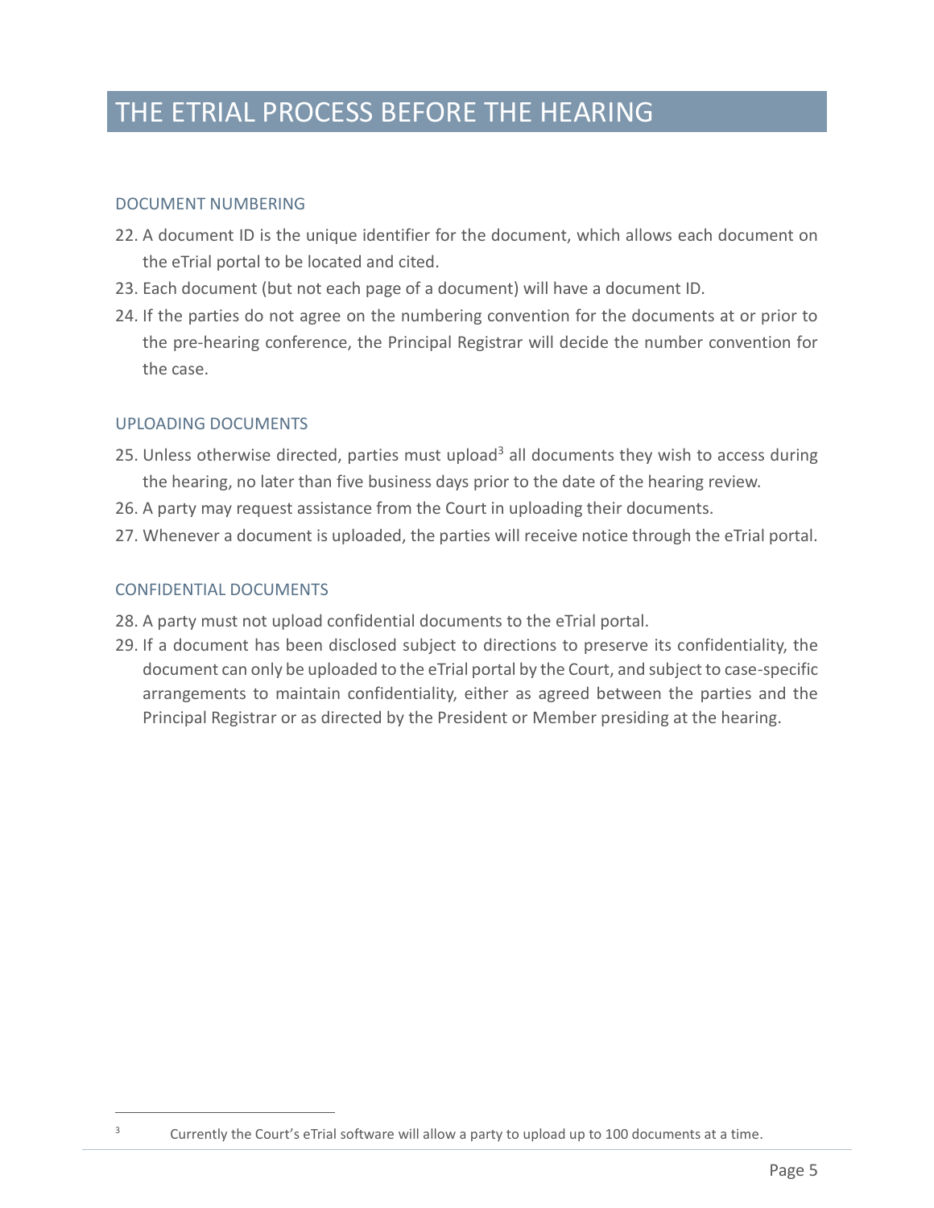# THE ETRIAL PROCESS BEFORE THE HEARING

## DOCUMENT NUMBERING

22. A document ID is the unique identifier for the document, which allows each document on the eTrial portal to be located and cited.
23. Each document (but not each page of a document) will have a document ID.
24. If the parties do not agree on the numbering convention for the documents at or prior to the pre-hearing conference, the Principal Registrar will decide the number convention for the case.

## UPLOADING DOCUMENTS

25. Unless otherwise directed, parties must upload[3] all documents they wish to access during the hearing, no later than five business days prior to the date of the hearing review.
26. A party may request assistance from the Court in uploading their documents.
27. Whenever a document is uploaded, the parties will receive notice through the eTrial portal.

## CONFIDENTIAL DOCUMENTS

28. A party must not upload confidential documents to the eTrial portal.
29. If a document has been disclosed subject to directions to preserve its confidentiality, the document can only be uploaded to the eTrial portal by the Court, and subject to case-specific arrangements to maintain confidentiality, either as agreed between the parties and the Principal Registrar or as directed by the President or Member presiding at the hearing.

---

[3] Currently the Court's eTrial software will allow a party to upload up to 100 documents at a time.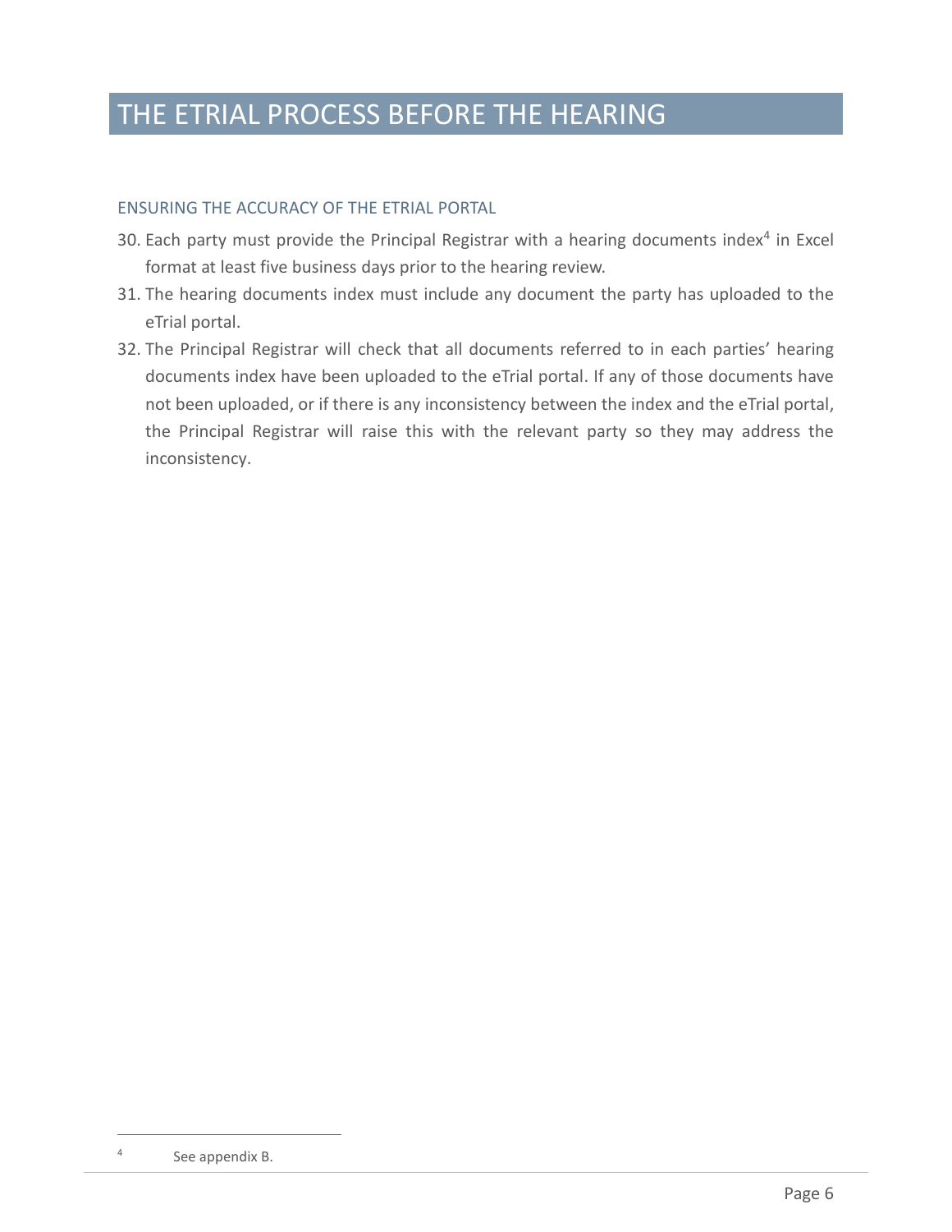# THE ETRIAL PROCESS BEFORE THE HEARING

## ENSURING THE ACCURACY OF THE ETRIAL PORTAL

30. Each party must provide the Principal Registrar with a hearing documents index[4] in Excel format at least five business days prior to the hearing review.
31. The hearing documents index must include any document the party has uploaded to the eTrial portal.
32. The Principal Registrar will check that all documents referred to in each parties' hearing documents index have been uploaded to the eTrial portal. If any of those documents have not been uploaded, or if there is any inconsistency between the index and the eTrial portal, the Principal Registrar will raise this with the relevant party so they may address the inconsistency.

[4] See appendix B.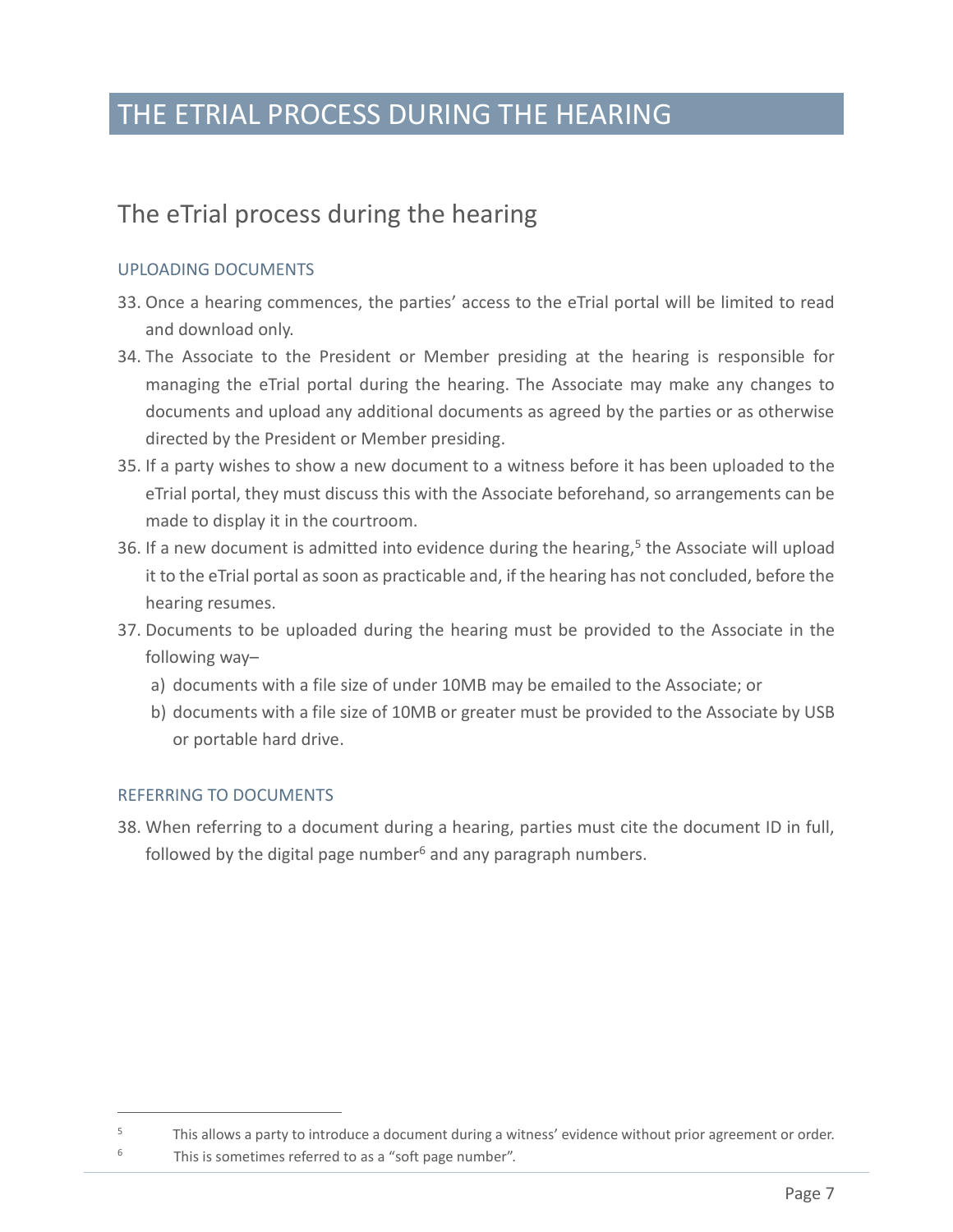# THE ETRIAL PROCESS DURING THE HEARING

## The eTrial process during the hearing

### UPLOADING DOCUMENTS

33. Once a hearing commences, the parties' access to the eTrial portal will be limited to read and download only.
34. The Associate to the President or Member presiding at the hearing is responsible for managing the eTrial portal during the hearing. The Associate may make any changes to documents and upload any additional documents as agreed by the parties or as otherwise directed by the President or Member presiding.
35. If a party wishes to show a new document to a witness before it has been uploaded to the eTrial portal, they must discuss this with the Associate beforehand, so arrangements can be made to display it in the courtroom.
36. If a new document is admitted into evidence during the hearing,[5] the Associate will upload it to the eTrial portal as soon as practicable and, if the hearing has not concluded, before the hearing resumes.
37. Documents to be uploaded during the hearing must be provided to the Associate in the following way–
    a) documents with a file size of under 10MB may be emailed to the Associate; or
    b) documents with a file size of 10MB or greater must be provided to the Associate by USB or portable hard drive.

### REFERRING TO DOCUMENTS

38. When referring to a document during a hearing, parties must cite the document ID in full, followed by the digital page number[6] and any paragraph numbers.

---

[5] This allows a party to introduce a document during a witness' evidence without prior agreement or order.

[6] This is sometimes referred to as a "soft page number".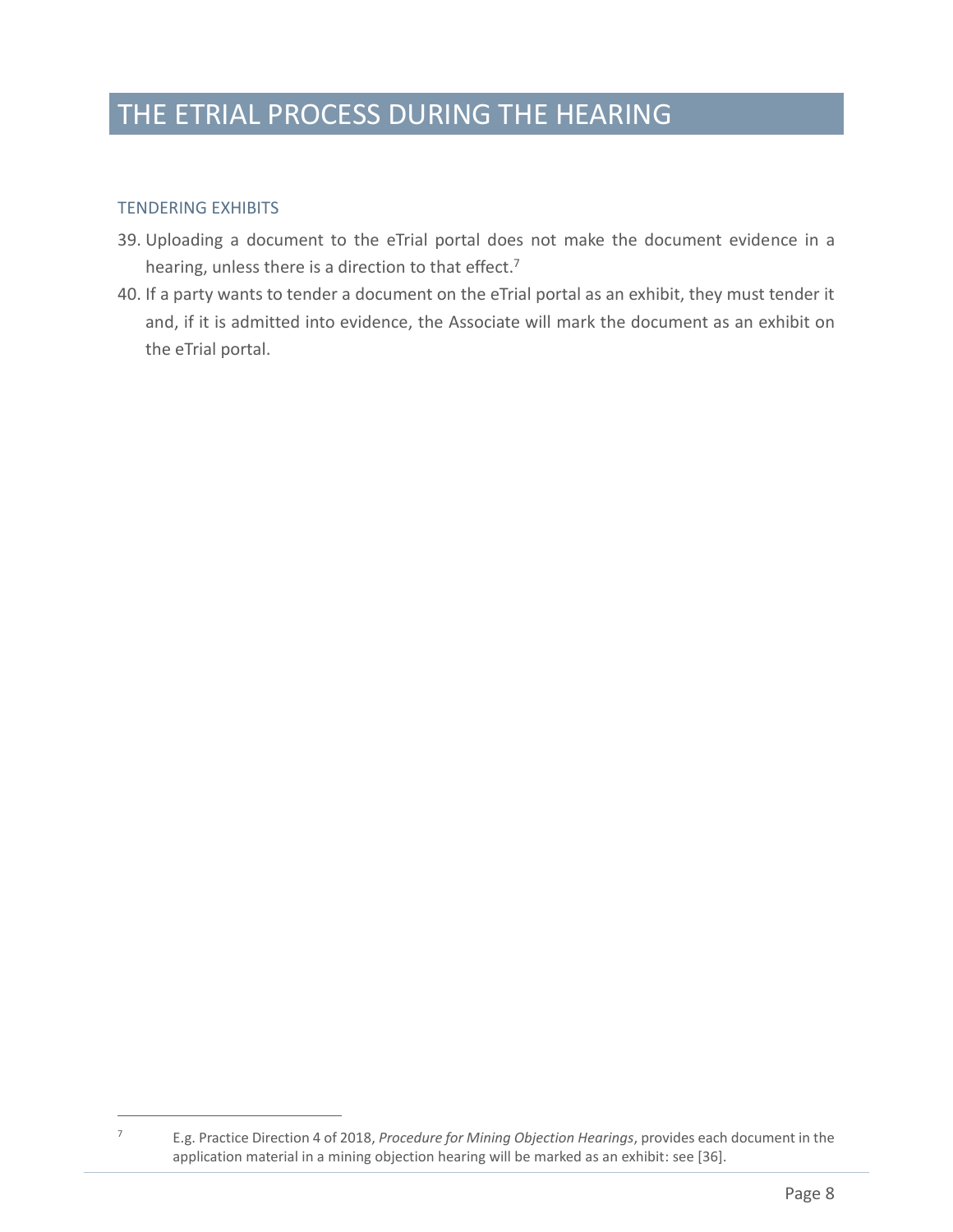# THE ETRIAL PROCESS DURING THE HEARING

## TENDERING EXHIBITS

39. Uploading a document to the eTrial portal does not make the document evidence in a hearing, unless there is a direction to that effect.[7]

40. If a party wants to tender a document on the eTrial portal as an exhibit, they must tender it and, if it is admitted into evidence, the Associate will mark the document as an exhibit on the eTrial portal.

---

[7] E.g. Practice Direction 4 of 2018, *Procedure for Mining Objection Hearings*, provides each document in the application material in a mining objection hearing will be marked as an exhibit: see [36].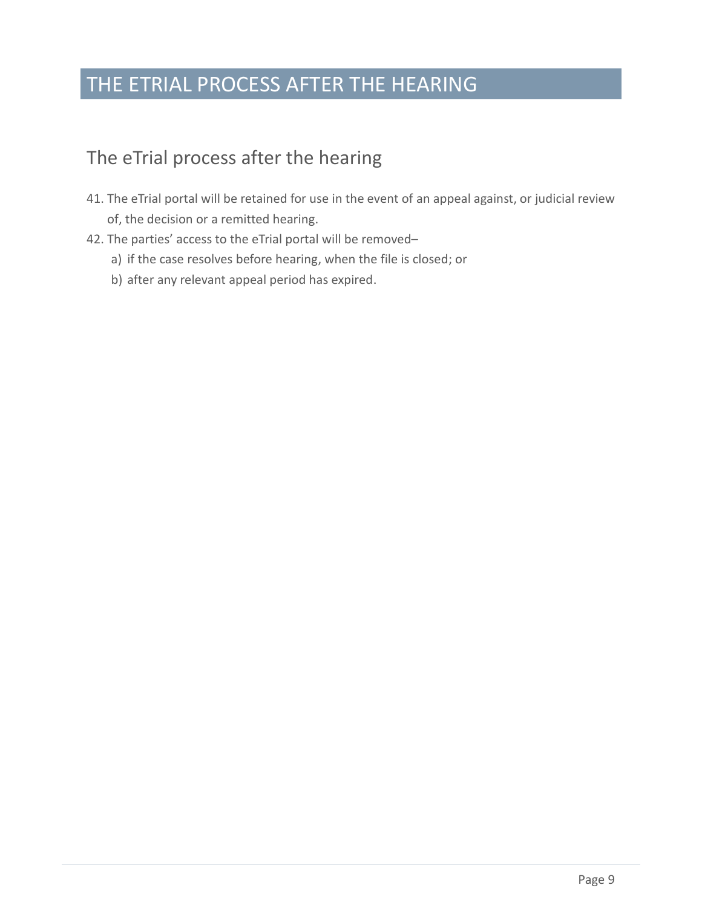# THE ETRIAL PROCESS AFTER THE HEARING

## The eTrial process after the hearing

41. The eTrial portal will be retained for use in the event of an appeal against, or judicial review of, the decision or a remitted hearing.
42. The parties' access to the eTrial portal will be removed–
    a) if the case resolves before hearing, when the file is closed; or
    b) after any relevant appeal period has expired.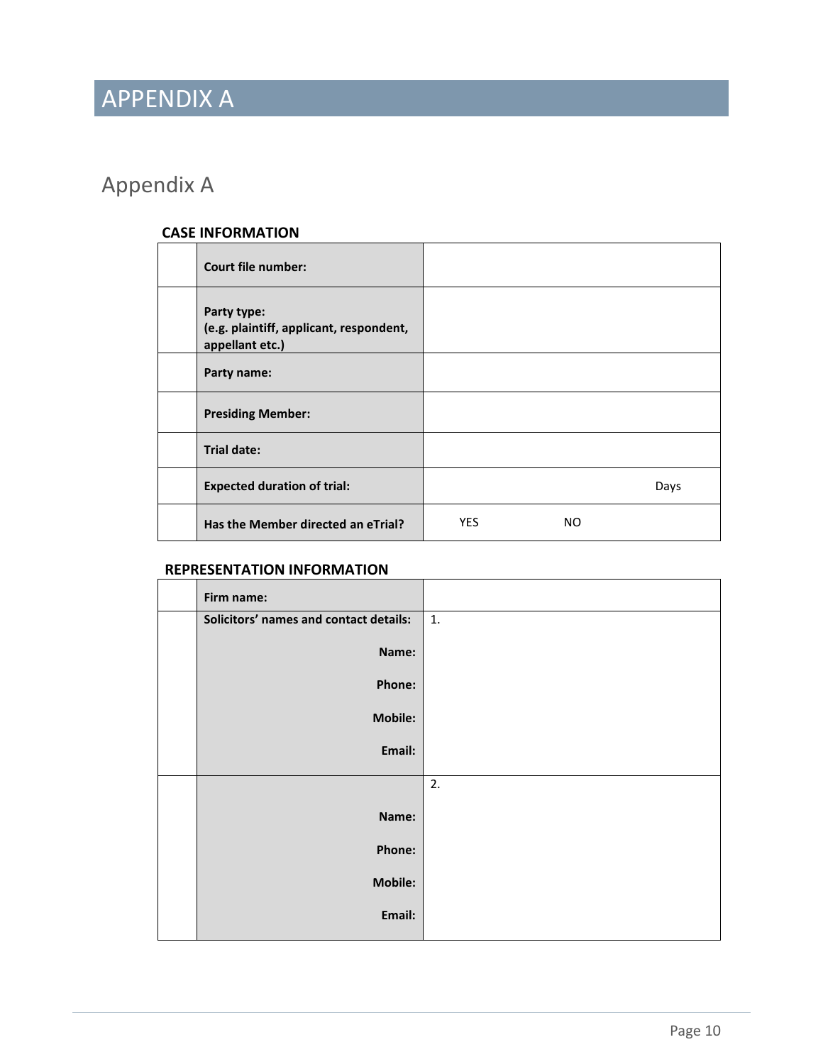# APPENDIX A

## Appendix A

**CASE INFORMATION**

| | | |
|---|---|---|
| | **Court file number:** | |
| | **Party type:**<br>**(e.g. plaintiff, applicant, respondent, appellant etc.)** | |
| | **Party name:** | |
| | **Presiding Member:** | |
| | **Trial date:** | |
| | **Expected duration of trial:** | Days |
| | **Has the Member directed an eTrial?** | YES NO |

**REPRESENTATION INFORMATION**

| | | |
|---|---|---|
| | **Firm name:** | |
| | **Solicitors' names and contact details:**<br>**Name:**<br>**Phone:**<br>**Mobile:**<br>**Email:** | 1. |
| | **Name:**<br>**Phone:**<br>**Mobile:**<br>**Email:** | 2. |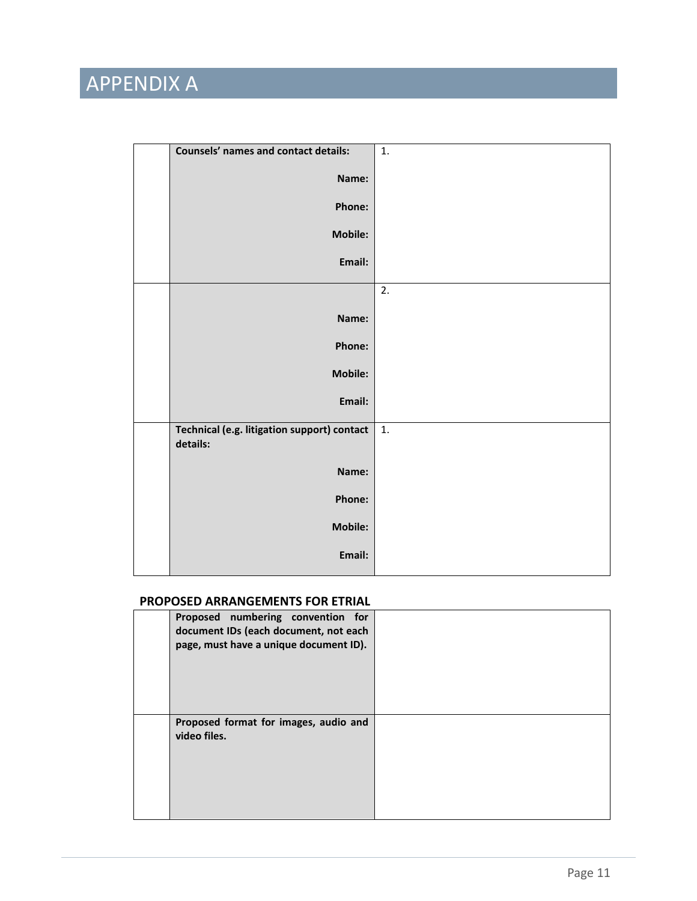# APPENDIX A

| | | |
|---|---|---|
| | **Counsels' names and contact details:**<br>**Name:**<br>**Phone:**<br>**Mobile:**<br>**Email:** | 1. |
| | **Name:**<br>**Phone:**<br>**Mobile:**<br>**Email:** | 2. |
| | **Technical (e.g. litigation support) contact details:**<br>**Name:**<br>**Phone:**<br>**Mobile:**<br>**Email:** | 1. |

**PROPOSED ARRANGEMENTS FOR ETRIAL**

| | | |
|---|---|---|
| | **Proposed numbering convention for document IDs (each document, not each page, must have a unique document ID).** | |
| | **Proposed format for images, audio and video files.** | |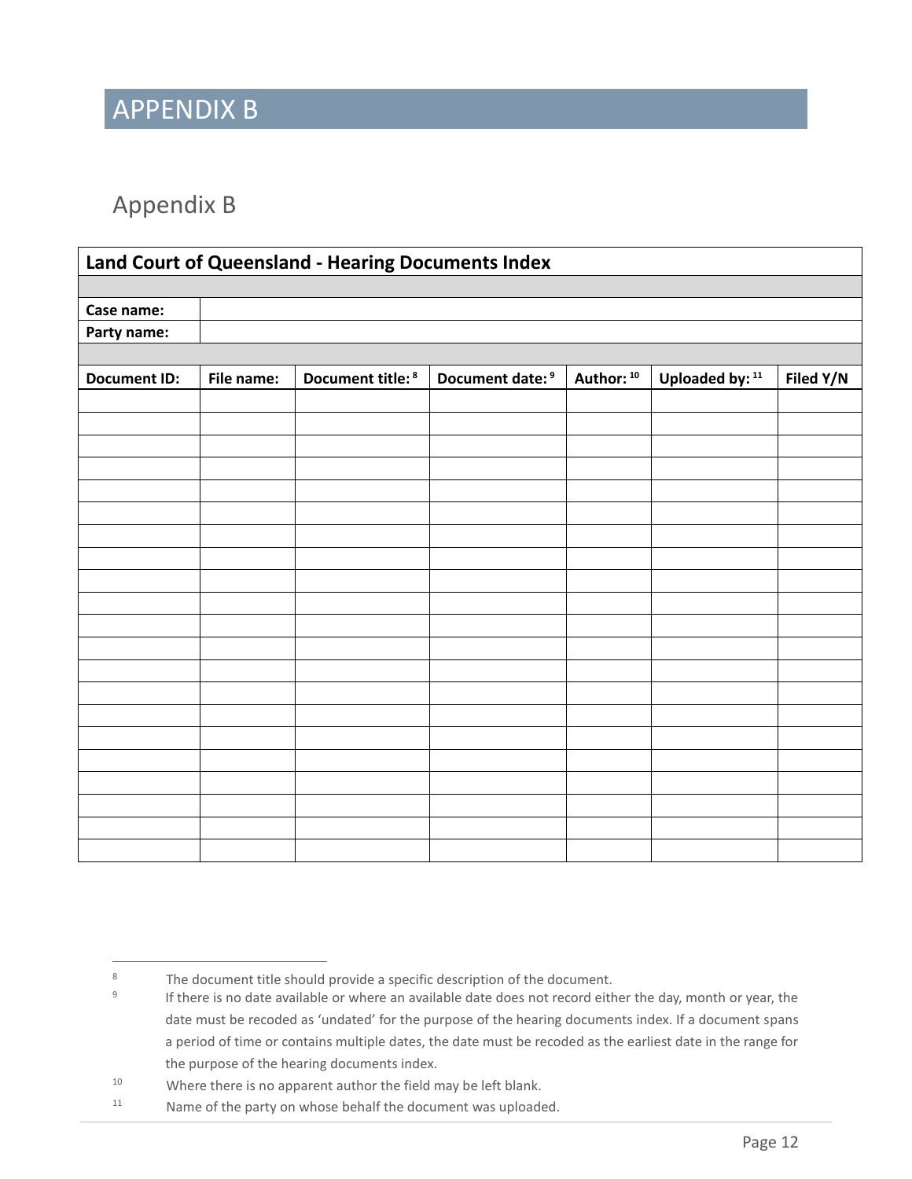# APPENDIX B

## Appendix B

| **Land Court of Queensland - Hearing Documents Index** | | | | | | |
|---|---|---|---|---|---|---|
| | | | | | | |
| **Case name:** | | | | | | |
| **Party name:** | | | | | | |
| | | | | | | |
| **Document ID:** | **File name:** | **Document title:** [8] | **Document date:** [9] | **Author:** [10] | **Uploaded by:** [11] | **Filed Y/N** |
| | | | | | | |
| | | | | | | |
| | | | | | | |
| | | | | | | |
| | | | | | | |
| | | | | | | |
| | | | | | | |
| | | | | | | |
| | | | | | | |
| | | | | | | |
| | | | | | | |
| | | | | | | |
| | | | | | | |
| | | | | | | |
| | | | | | | |
| | | | | | | |
| | | | | | | |
| | | | | | | |
| | | | | | | |
| | | | | | | |
| | | | | | | |

[8] The document title should provide a specific description of the document.

[9] If there is no date available or where an available date does not record either the day, month or year, the date must be recoded as 'undated' for the purpose of the hearing documents index. If a document spans a period of time or contains multiple dates, the date must be recoded as the earliest date in the range for the purpose of the hearing documents index.

[10] Where there is no apparent author the field may be left blank.

[11] Name of the party on whose behalf the document was uploaded.